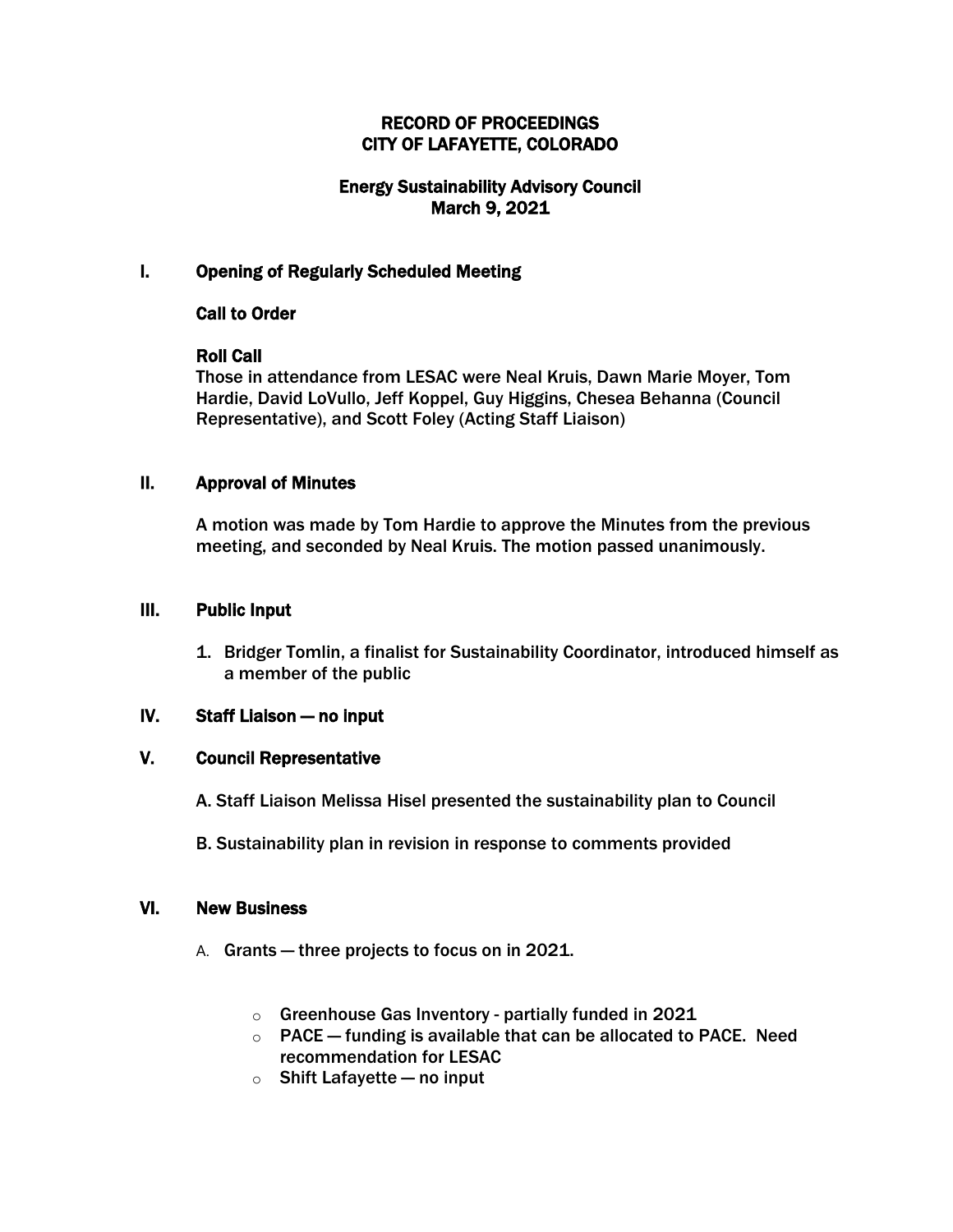# RECORD OF PROCEEDINGS
# CITY OF LAFAYETTE, COLORADO

## Energy Sustainability Advisory Council
## March 9, 2021

## I. Opening of Regularly Scheduled Meeting

### Call to Order

### Roll Call

Those in attendance from LESAC were Neal Kruis, Dawn Marie Moyer, Tom Hardie, David LoVullo, Jeff Koppel, Guy Higgins, Chesea Behanna (Council Representative), and Scott Foley (Acting Staff Liaison)

## II. Approval of Minutes

A motion was made by Tom Hardie to approve the Minutes from the previous meeting, and seconded by Neal Kruis. The motion passed unanimously.

## III. Public Input

1. Bridger Tomlin, a finalist for Sustainability Coordinator, introduced himself as a member of the public

## IV. Staff Liaison — no input

## V. Council Representative

A. Staff Liaison Melissa Hisel presented the sustainability plan to Council

B. Sustainability plan in revision in response to comments provided

## VI. New Business

A. Grants — three projects to focus on in 2021.

- Greenhouse Gas Inventory - partially funded in 2021
- PACE — funding is available that can be allocated to PACE. Need recommendation for LESAC
- Shift Lafayette — no input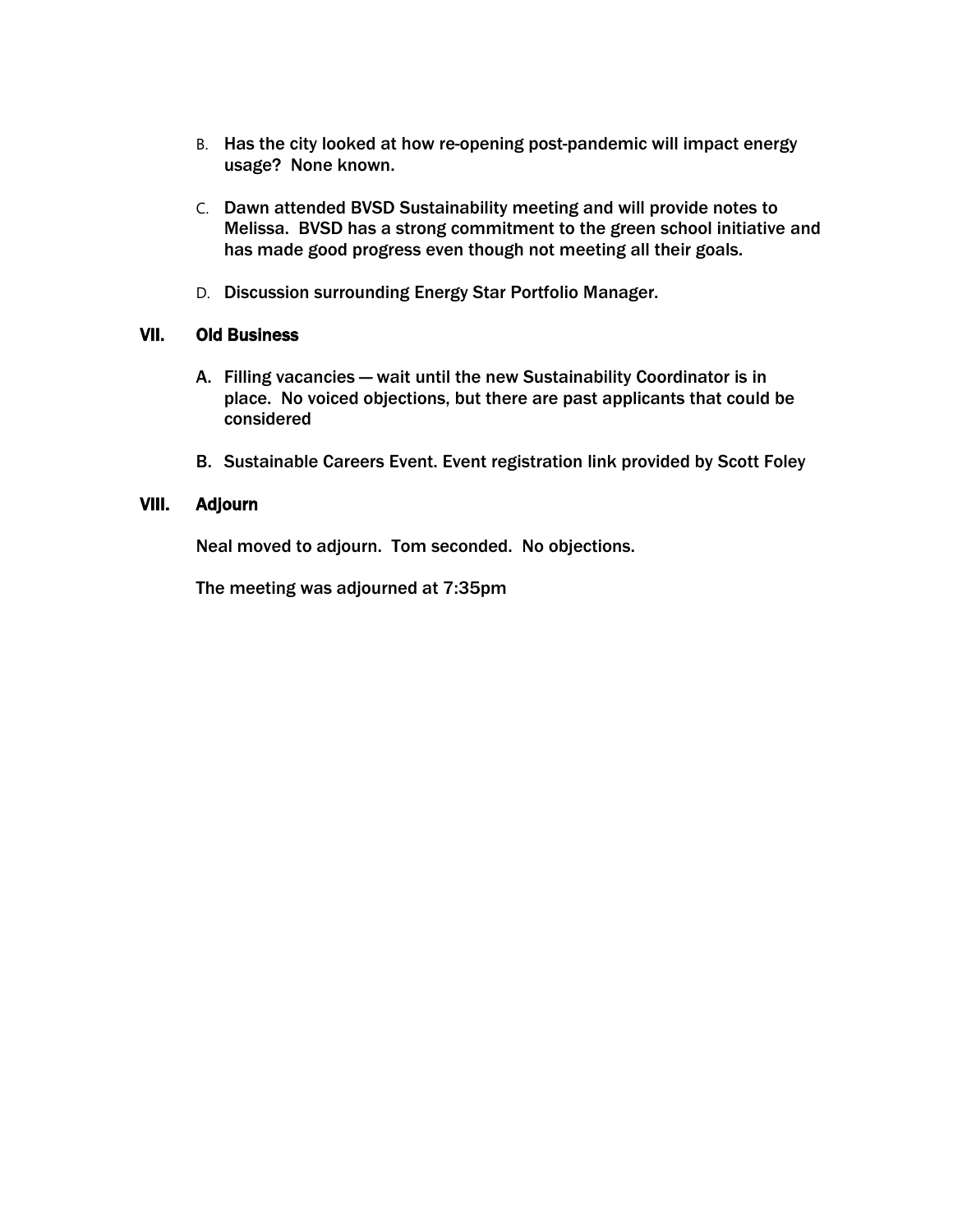B. Has the city looked at how re-opening post-pandemic will impact energy usage? None known.

C. Dawn attended BVSD Sustainability meeting and will provide notes to Melissa. BVSD has a strong commitment to the green school initiative and has made good progress even though not meeting all their goals.

D. Discussion surrounding Energy Star Portfolio Manager.

## VII. Old Business

A. Filling vacancies — wait until the new Sustainability Coordinator is in place. No voiced objections, but there are past applicants that could be considered

B. Sustainable Careers Event. Event registration link provided by Scott Foley

## VIII. Adjourn

Neal moved to adjourn. Tom seconded. No objections.

The meeting was adjourned at 7:35pm